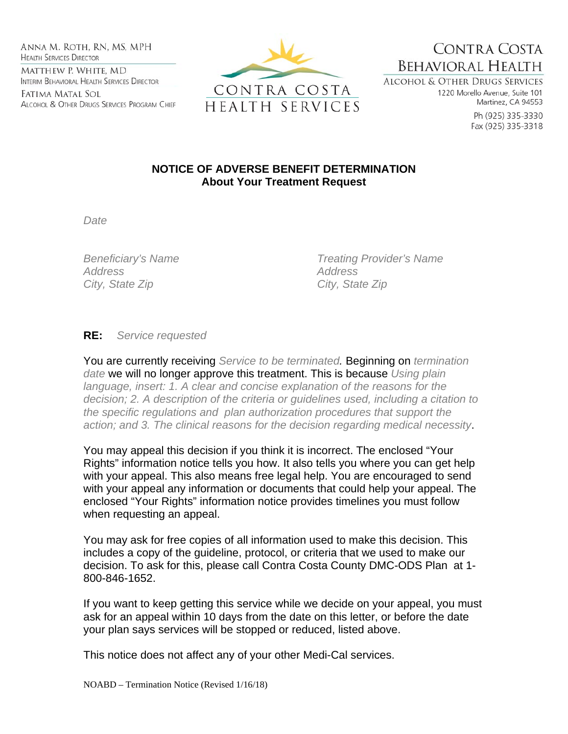ANNA M. ROTH, RN, MS, MPH
HEALTH SERVICES DIRECTOR

MATTHEW P. WHITE, MD
INTERIM BEHAVIORAL HEALTH SERVICES DIRECTOR

FATIMA MATAL SOL
ALCOHOL & OTHER DRUGS SERVICES PROGRAM CHIEF

CONTRA COSTA HEALTH SERVICES

CONTRA COSTA BEHAVIORAL HEALTH
ALCOHOL & OTHER DRUGS SERVICES
1220 Morello Avenue, Suite 101
Martinez, CA 94553
Ph (925) 335-3330
Fax (925) 335-3318

# NOTICE OF ADVERSE BENEFIT DETERMINATION
## About Your Treatment Request

*Date*

*Beneficiary's Name*
*Address*
*City, State Zip*

*Treating Provider's Name*
*Address*
*City, State Zip*

**RE:** *Service requested*

You are currently receiving *Service to be terminated.* Beginning on *termination date* we will no longer approve this treatment. This is because *Using plain language, insert: 1. A clear and concise explanation of the reasons for the decision; 2. A description of the criteria or guidelines used, including a citation to the specific regulations and plan authorization procedures that support the action; and 3. The clinical reasons for the decision regarding medical necessity*.

You may appeal this decision if you think it is incorrect. The enclosed "Your Rights" information notice tells you how. It also tells you where you can get help with your appeal. This also means free legal help. You are encouraged to send with your appeal any information or documents that could help your appeal. The enclosed "Your Rights" information notice provides timelines you must follow when requesting an appeal.

You may ask for free copies of all information used to make this decision. This includes a copy of the guideline, protocol, or criteria that we used to make our decision. To ask for this, please call Contra Costa County DMC-ODS Plan at 1-800-846-1652.

If you want to keep getting this service while we decide on your appeal, you must ask for an appeal within 10 days from the date on this letter, or before the date your plan says services will be stopped or reduced, listed above.

This notice does not affect any of your other Medi-Cal services.

NOABD – Termination Notice (Revised 1/16/18)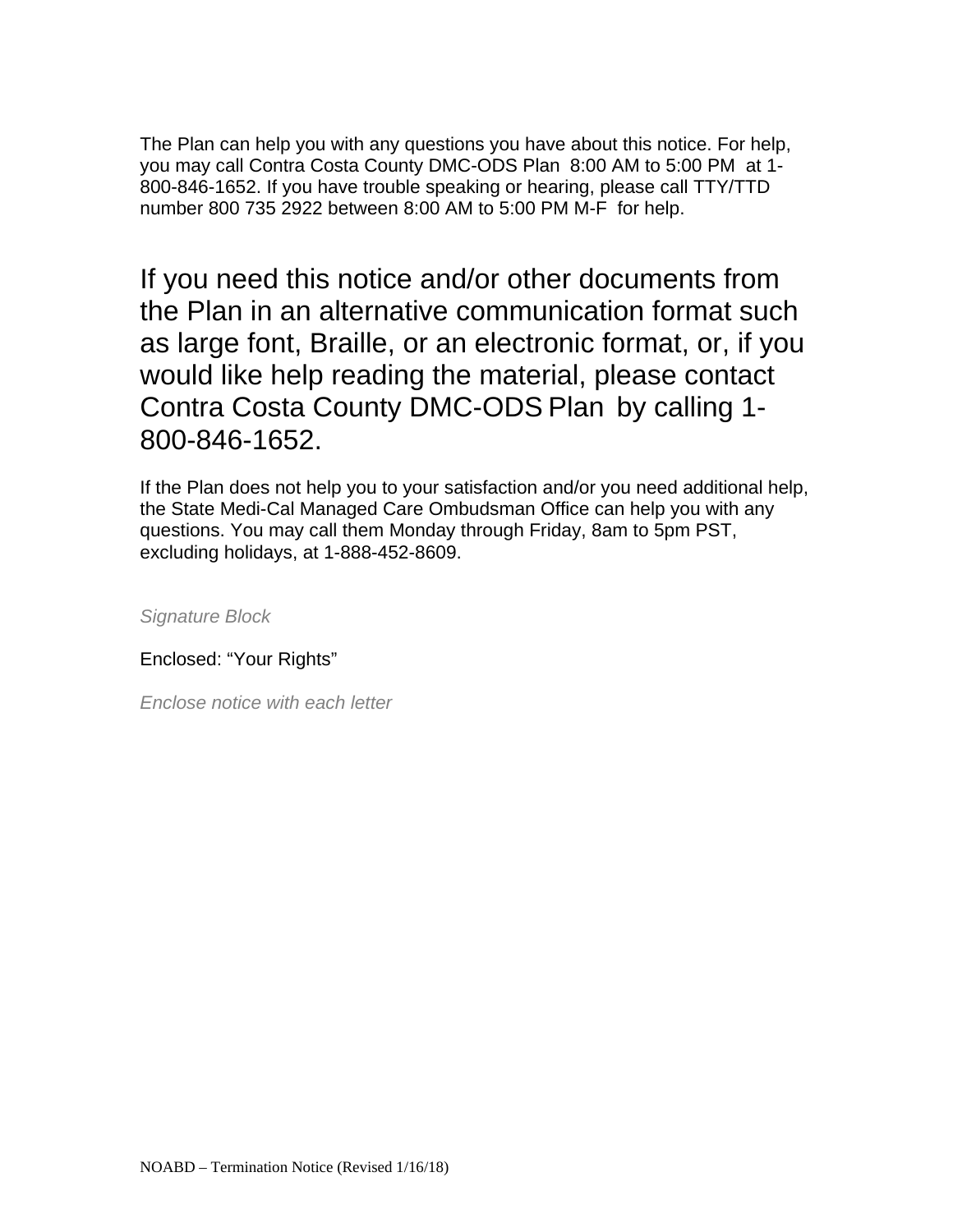The Plan can help you with any questions you have about this notice. For help, you may call Contra Costa County DMC-ODS Plan 8:00 AM to 5:00 PM at 1-800-846-1652. If you have trouble speaking or hearing, please call TTY/TTD number 800 735 2922 between 8:00 AM to 5:00 PM M-F for help.

If you need this notice and/or other documents from the Plan in an alternative communication format such as large font, Braille, or an electronic format, or, if you would like help reading the material, please contact Contra Costa County DMC-ODS Plan by calling 1-800-846-1652.

If the Plan does not help you to your satisfaction and/or you need additional help, the State Medi-Cal Managed Care Ombudsman Office can help you with any questions. You may call them Monday through Friday, 8am to 5pm PST, excluding holidays, at 1-888-452-8609.

*Signature Block*

Enclosed: "Your Rights"

*Enclose notice with each letter*